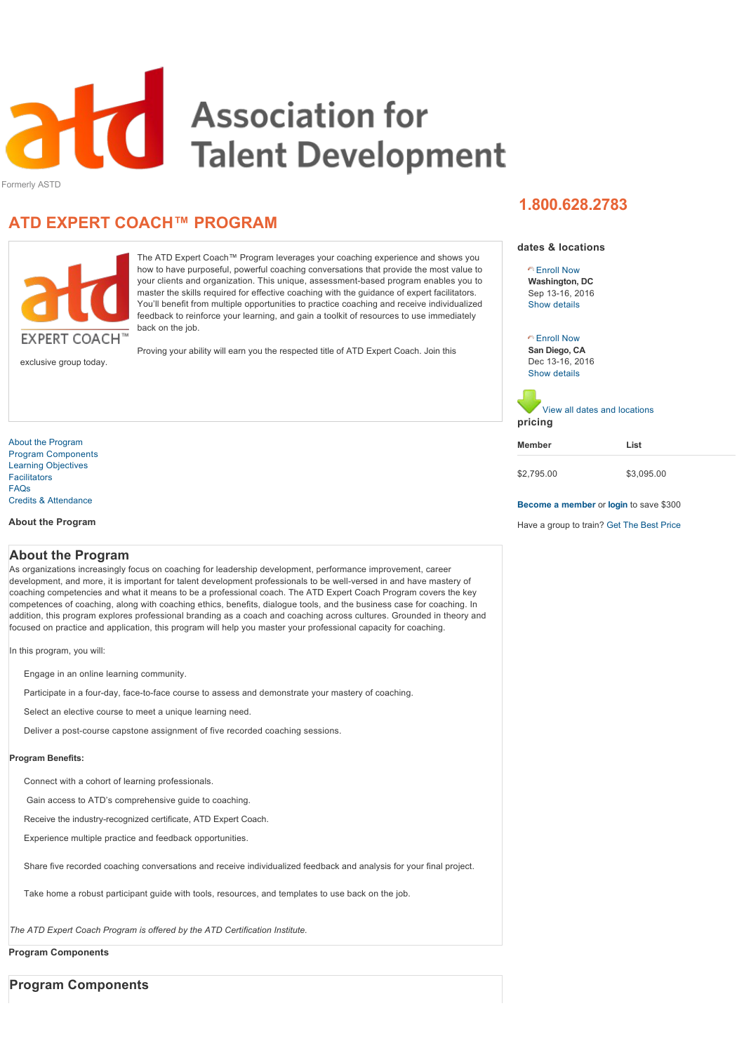# Association for Talent Development

Formerly ASTD

1.800.628.2783

## ATD EXPERT COACH™ PROGRAM

EXPERT COACH™

The ATD Expert Coach™ Program leverages your coaching experience and shows you how to have purposeful, powerful coaching conversations that provide the most value to your clients and organization. This unique, assessment-based program enables you to master the skills required for effective coaching with the guidance of expert facilitators. You'll benefit from multiple opportunities to practice coaching and receive individualized feedback to reinforce your learning, and gain a toolkit of resources to use immediately back on the job.

Proving your ability will earn you the respected title of ATD Expert Coach. Join this exclusive group today.

### dates & locations

Enroll Now
**Washington, DC**
Sep 13-16, 2016
Show details

Enroll Now
**San Diego, CA**
Dec 13-16, 2016
Show details

View all dates and locations

### pricing

| Member | List |
|---|---|
| $2,795.00 | $3,095.00 |

**Become a member** or **login** to save $300

Have a group to train? Get The Best Price

- About the Program
- Program Components
- Learning Objectives
- Facilitators
- FAQs
- Credits & Attendance

**About the Program**

## About the Program

As organizations increasingly focus on coaching for leadership development, performance improvement, career development, and more, it is important for talent development professionals to be well-versed in and have mastery of coaching competencies and what it means to be a professional coach. The ATD Expert Coach Program covers the key competences of coaching, along with coaching ethics, benefits, dialogue tools, and the business case for coaching. In addition, this program explores professional branding as a coach and coaching across cultures. Grounded in theory and focused on practice and application, this program will help you master your professional capacity for coaching.

In this program, you will:

- Engage in an online learning community.
- Participate in a four-day, face-to-face course to assess and demonstrate your mastery of coaching.
- Select an elective course to meet a unique learning need.
- Deliver a post-course capstone assignment of five recorded coaching sessions.

**Program Benefits:**

- Connect with a cohort of learning professionals.
- Gain access to ATD's comprehensive guide to coaching.
- Receive the industry-recognized certificate, ATD Expert Coach.
- Experience multiple practice and feedback opportunities.
- Share five recorded coaching conversations and receive individualized feedback and analysis for your final project.
- Take home a robust participant guide with tools, resources, and templates to use back on the job.

*The ATD Expert Coach Program is offered by the ATD Certification Institute.*

**Program Components**

## Program Components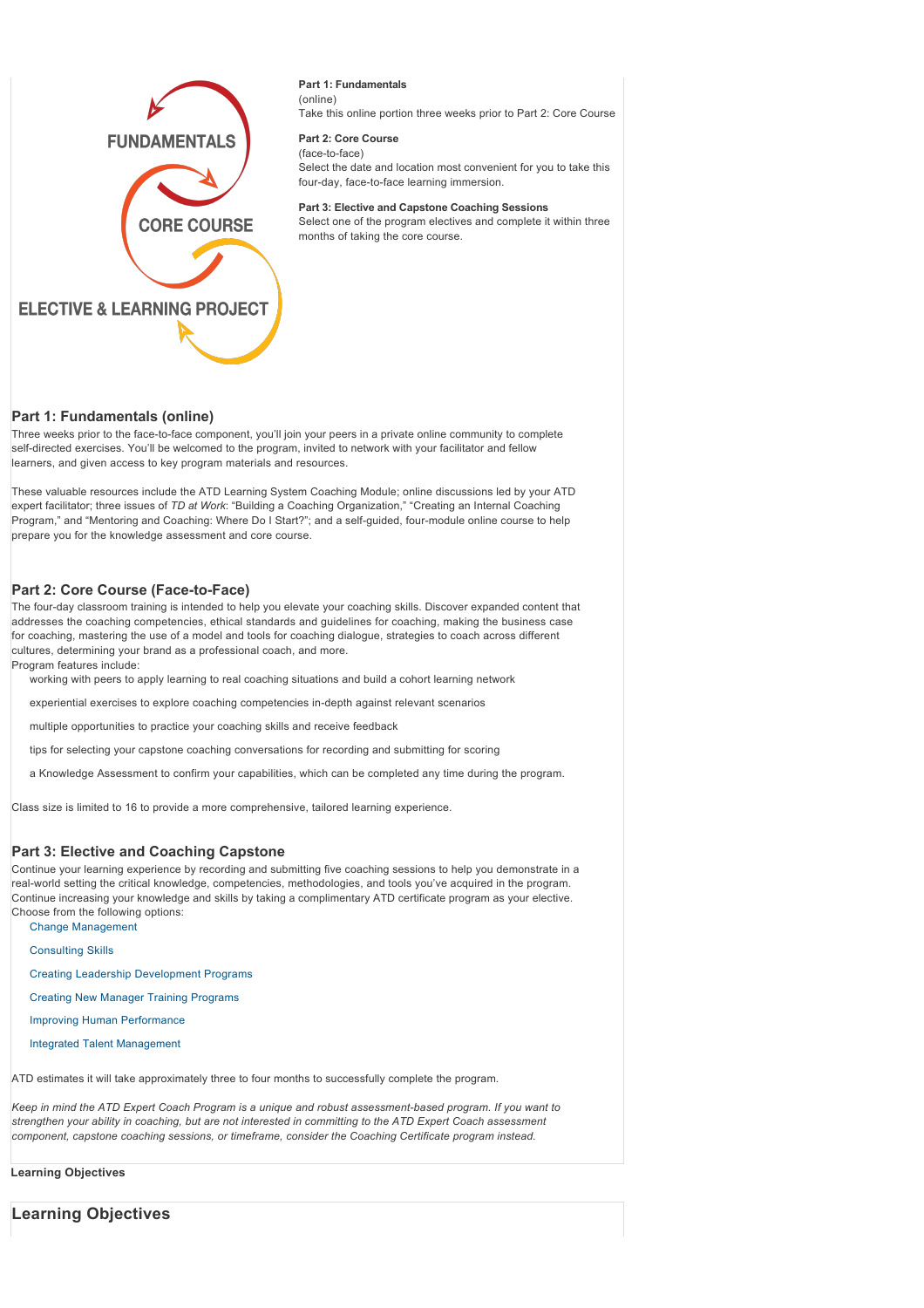**Part 1: Fundamentals**
(online)
Take this online portion three weeks prior to Part 2: Core Course

**Part 2: Core Course**
(face-to-face)
Select the date and location most convenient for you to take this four-day, face-to-face learning immersion.

**Part 3: Elective and Capstone Coaching Sessions**
Select one of the program electives and complete it within three months of taking the core course.

## Part 1: Fundamentals (online)

Three weeks prior to the face-to-face component, you'll join your peers in a private online community to complete self-directed exercises. You'll be welcomed to the program, invited to network with your facilitator and fellow learners, and given access to key program materials and resources.

These valuable resources include the ATD Learning System Coaching Module; online discussions led by your ATD expert facilitator; three issues of *TD at Work*: "Building a Coaching Organization," "Creating an Internal Coaching Program," and "Mentoring and Coaching: Where Do I Start?"; and a self-guided, four-module online course to help prepare you for the knowledge assessment and core course.

## Part 2: Core Course (Face-to-Face)

The four-day classroom training is intended to help you elevate your coaching skills. Discover expanded content that addresses the coaching competencies, ethical standards and guidelines for coaching, making the business case for coaching, mastering the use of a model and tools for coaching dialogue, strategies to coach across different cultures, determining your brand as a professional coach, and more.
Program features include:

- working with peers to apply learning to real coaching situations and build a cohort learning network
- experiential exercises to explore coaching competencies in-depth against relevant scenarios
- multiple opportunities to practice your coaching skills and receive feedback
- tips for selecting your capstone coaching conversations for recording and submitting for scoring
- a Knowledge Assessment to confirm your capabilities, which can be completed any time during the program.

Class size is limited to 16 to provide a more comprehensive, tailored learning experience.

## Part 3: Elective and Coaching Capstone

Continue your learning experience by recording and submitting five coaching sessions to help you demonstrate in a real-world setting the critical knowledge, competencies, methodologies, and tools you've acquired in the program. Continue increasing your knowledge and skills by taking a complimentary ATD certificate program as your elective. Choose from the following options:

- Change Management
- Consulting Skills
- Creating Leadership Development Programs
- Creating New Manager Training Programs
- Improving Human Performance
- Integrated Talent Management

ATD estimates it will take approximately three to four months to successfully complete the program.

*Keep in mind the ATD Expert Coach Program is a unique and robust assessment-based program. If you want to strengthen your ability in coaching, but are not interested in committing to the ATD Expert Coach assessment component, capstone coaching sessions, or timeframe, consider the Coaching Certificate program instead.*

**Learning Objectives**

## Learning Objectives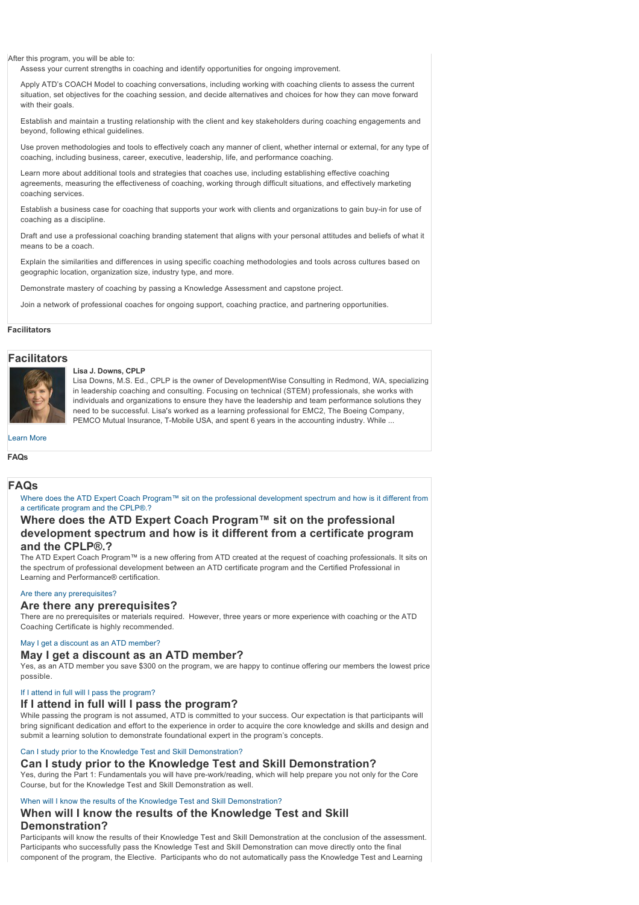After this program, you will be able to:

- Assess your current strengths in coaching and identify opportunities for ongoing improvement.
- Apply ATD's COACH Model to coaching conversations, including working with coaching clients to assess the current situation, set objectives for the coaching session, and decide alternatives and choices for how they can move forward with their goals.
- Establish and maintain a trusting relationship with the client and key stakeholders during coaching engagements and beyond, following ethical guidelines.
- Use proven methodologies and tools to effectively coach any manner of client, whether internal or external, for any type of coaching, including business, career, executive, leadership, life, and performance coaching.
- Learn more about additional tools and strategies that coaches use, including establishing effective coaching agreements, measuring the effectiveness of coaching, working through difficult situations, and effectively marketing coaching services.
- Establish a business case for coaching that supports your work with clients and organizations to gain buy-in for use of coaching as a discipline.
- Draft and use a professional coaching branding statement that aligns with your personal attitudes and beliefs of what it means to be a coach.
- Explain the similarities and differences in using specific coaching methodologies and tools across cultures based on geographic location, organization size, industry type, and more.
- Demonstrate mastery of coaching by passing a Knowledge Assessment and capstone project.
- Join a network of professional coaches for ongoing support, coaching practice, and partnering opportunities.

**Facilitators**

## Facilitators

**Lisa J. Downs, CPLP**
Lisa Downs, M.S. Ed., CPLP is the owner of DevelopmentWise Consulting in Redmond, WA, specializing in leadership coaching and consulting. Focusing on technical (STEM) professionals, she works with individuals and organizations to ensure they have the leadership and team performance solutions they need to be successful. Lisa's worked as a learning professional for EMC2, The Boeing Company, PEMCO Mutual Insurance, T-Mobile USA, and spent 6 years in the accounting industry. While ...

Learn More

**FAQs**

## FAQs

Where does the ATD Expert Coach Program™ sit on the professional development spectrum and how is it different from a certificate program and the CPLP®.?

### Where does the ATD Expert Coach Program™ sit on the professional development spectrum and how is it different from a certificate program and the CPLP®.?

The ATD Expert Coach Program™ is a new offering from ATD created at the request of coaching professionals. It sits on the spectrum of professional development between an ATD certificate program and the Certified Professional in Learning and Performance® certification.

Are there any prerequisites?

### Are there any prerequisites?

There are no prerequisites or materials required. However, three years or more experience with coaching or the ATD Coaching Certificate is highly recommended.

May I get a discount as an ATD member?

### May I get a discount as an ATD member?

Yes, as an ATD member you save $300 on the program, we are happy to continue offering our members the lowest price possible.

If I attend in full will I pass the program?

### If I attend in full will I pass the program?

While passing the program is not assumed, ATD is committed to your success. Our expectation is that participants will bring significant dedication and effort to the experience in order to acquire the core knowledge and skills and design and submit a learning solution to demonstrate foundational expert in the program's concepts.

Can I study prior to the Knowledge Test and Skill Demonstration?

### Can I study prior to the Knowledge Test and Skill Demonstration?

Yes, during the Part 1: Fundamentals you will have pre-work/reading, which will help prepare you not only for the Core Course, but for the Knowledge Test and Skill Demonstration as well.

When will I know the results of the Knowledge Test and Skill Demonstration?

### When will I know the results of the Knowledge Test and Skill Demonstration?

Participants will know the results of their Knowledge Test and Skill Demonstration at the conclusion of the assessment. Participants who successfully pass the Knowledge Test and Skill Demonstration can move directly onto the final component of the program, the Elective. Participants who do not automatically pass the Knowledge Test and Learning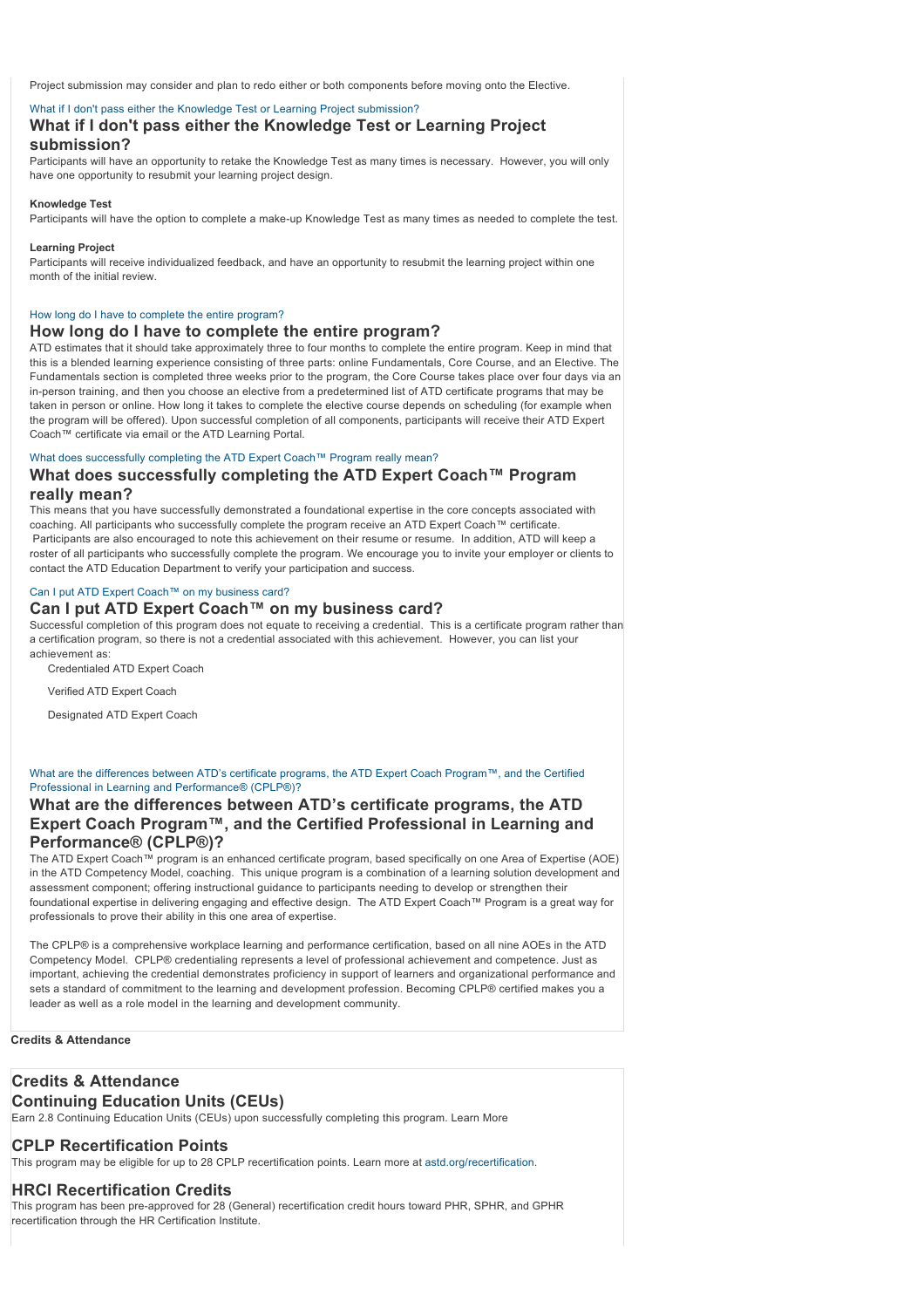Project submission may consider and plan to redo either or both components before moving onto the Elective.

What if I don't pass either the Knowledge Test or Learning Project submission?

## What if I don't pass either the Knowledge Test or Learning Project submission?

Participants will have an opportunity to retake the Knowledge Test as many times is necessary. However, you will only have one opportunity to resubmit your learning project design.

**Knowledge Test**

Participants will have the option to complete a make-up Knowledge Test as many times as needed to complete the test.

**Learning Project**

Participants will receive individualized feedback, and have an opportunity to resubmit the learning project within one month of the initial review.

How long do I have to complete the entire program?

## How long do I have to complete the entire program?

ATD estimates that it should take approximately three to four months to complete the entire program. Keep in mind that this is a blended learning experience consisting of three parts: online Fundamentals, Core Course, and an Elective. The Fundamentals section is completed three weeks prior to the program, the Core Course takes place over four days via an in-person training, and then you choose an elective from a predetermined list of ATD certificate programs that may be taken in person or online. How long it takes to complete the elective course depends on scheduling (for example when the program will be offered). Upon successful completion of all components, participants will receive their ATD Expert Coach™ certificate via email or the ATD Learning Portal.

What does successfully completing the ATD Expert Coach™ Program really mean?

## What does successfully completing the ATD Expert Coach™ Program really mean?

This means that you have successfully demonstrated a foundational expertise in the core concepts associated with coaching. All participants who successfully complete the program receive an ATD Expert Coach™ certificate. Participants are also encouraged to note this achievement on their resume or resume. In addition, ATD will keep a roster of all participants who successfully complete the program. We encourage you to invite your employer or clients to contact the ATD Education Department to verify your participation and success.

Can I put ATD Expert Coach™ on my business card?

## Can I put ATD Expert Coach™ on my business card?

Successful completion of this program does not equate to receiving a credential. This is a certificate program rather than a certification program, so there is not a credential associated with this achievement. However, you can list your achievement as:

Credentialed ATD Expert Coach

Verified ATD Expert Coach

Designated ATD Expert Coach

What are the differences between ATD's certificate programs, the ATD Expert Coach Program™, and the Certified Professional in Learning and Performance® (CPLP®)?

## What are the differences between ATD's certificate programs, the ATD Expert Coach Program™, and the Certified Professional in Learning and Performance® (CPLP®)?

The ATD Expert Coach™ program is an enhanced certificate program, based specifically on one Area of Expertise (AOE) in the ATD Competency Model, coaching. This unique program is a combination of a learning solution development and assessment component; offering instructional guidance to participants needing to develop or strengthen their foundational expertise in delivering engaging and effective design. The ATD Expert Coach™ Program is a great way for professionals to prove their ability in this one area of expertise.

The CPLP® is a comprehensive workplace learning and performance certification, based on all nine AOEs in the ATD Competency Model. CPLP® credentialing represents a level of professional achievement and competence. Just as important, achieving the credential demonstrates proficiency in support of learners and organizational performance and sets a standard of commitment to the learning and development profession. Becoming CPLP® certified makes you a leader as well as a role model in the learning and development community.

**Credits & Attendance**

## Credits & Attendance

## Continuing Education Units (CEUs)

Earn 2.8 Continuing Education Units (CEUs) upon successfully completing this program. Learn More

## CPLP Recertification Points

This program may be eligible for up to 28 CPLP recertification points. Learn more at astd.org/recertification.

## HRCI Recertification Credits

This program has been pre-approved for 28 (General) recertification credit hours toward PHR, SPHR, and GPHR recertification through the HR Certification Institute.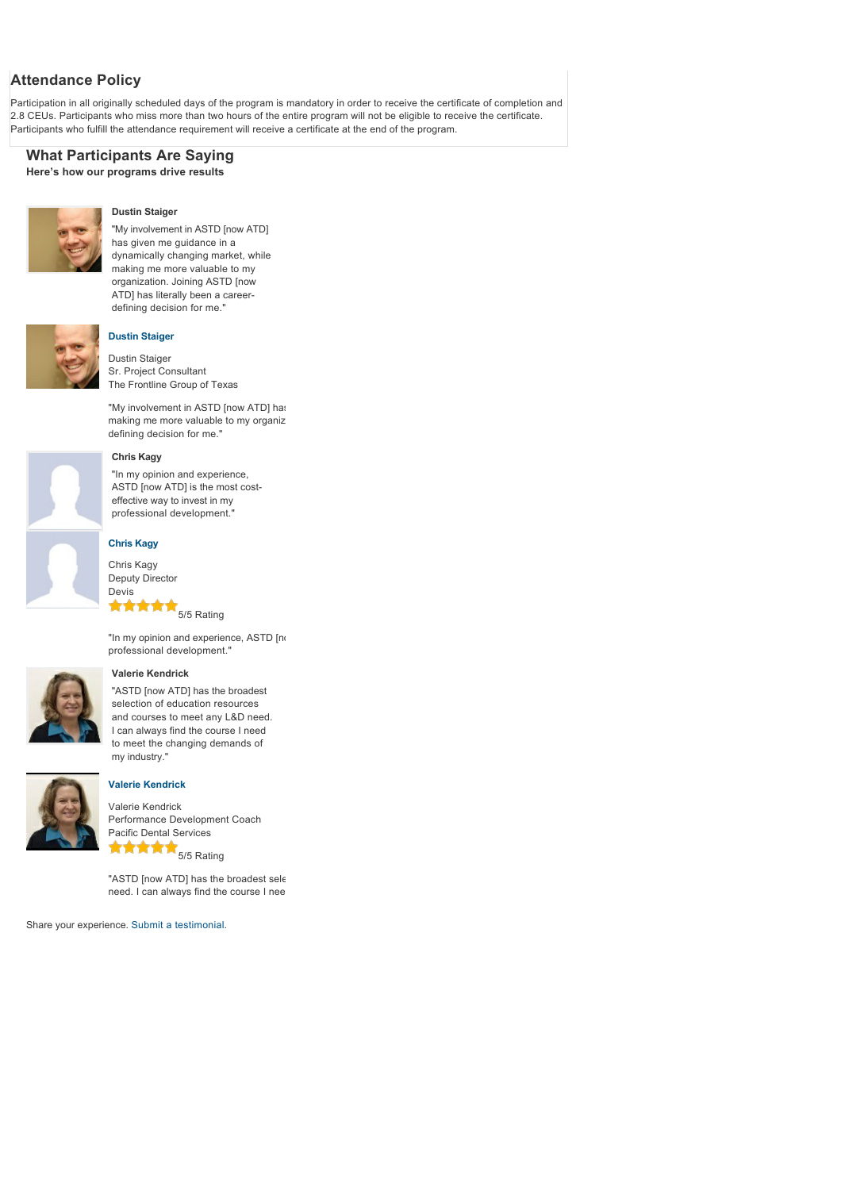## Attendance Policy

Participation in all originally scheduled days of the program is mandatory in order to receive the certificate of completion and 2.8 CEUs. Participants who miss more than two hours of the entire program will not be eligible to receive the certificate. Participants who fulfill the attendance requirement will receive a certificate at the end of the program.

## What Participants Are Saying

**Here's how our programs drive results**

**Dustin Staiger**

"My involvement in ASTD [now ATD] has given me guidance in a dynamically changing market, while making me more valuable to my organization. Joining ASTD [now ATD] has literally been a career-defining decision for me."

**Dustin Staiger**

Dustin Staiger
Sr. Project Consultant
The Frontline Group of Texas

"My involvement in ASTD [now ATD] has making me more valuable to my organiz defining decision for me."

**Chris Kagy**

"In my opinion and experience, ASTD [now ATD] is the most cost-effective way to invest in my professional development."

**Chris Kagy**

Chris Kagy
Deputy Director
Devis
5/5 Rating

"In my opinion and experience, ASTD [n professional development."

**Valerie Kendrick**

"ASTD [now ATD] has the broadest selection of education resources and courses to meet any L&D need. I can always find the course I need to meet the changing demands of my industry."

**Valerie Kendrick**

Valerie Kendrick
Performance Development Coach
Pacific Dental Services
5/5 Rating

"ASTD [now ATD] has the broadest sele need. I can always find the course I nee

Share your experience. Submit a testimonial.